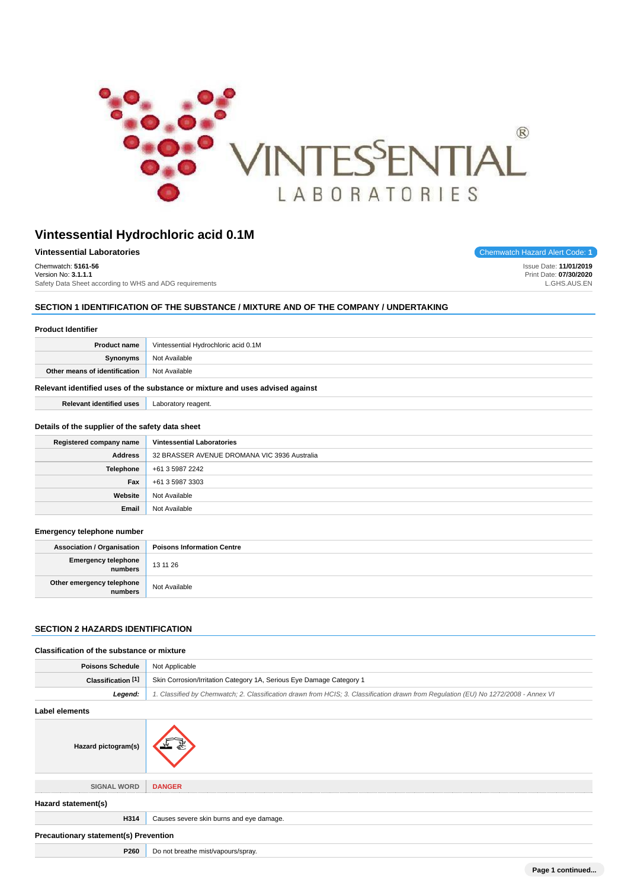# Vintessential Hydrochloric acid 0.1M

**Vintessential Laboratories**

Chemwatch Hazard Alert Code: **1**

Chemwatch: **5161-56**
Version No: **3.1.1.1**
Safety Data Sheet according to WHS and ADG requirements

Issue Date: **11/01/2019**
Print Date: **07/30/2020**
L.GHS.AUS.EN

## SECTION 1 IDENTIFICATION OF THE SUBSTANCE / MIXTURE AND OF THE COMPANY / UNDERTAKING

### Product Identifier

| | |
|---|---|
| **Product name** | Vintessential Hydrochloric acid 0.1M |
| **Synonyms** | Not Available |
| **Other means of identification** | Not Available |

### Relevant identified uses of the substance or mixture and uses advised against

| | |
|---|---|
| **Relevant identified uses** | Laboratory reagent. |

### Details of the supplier of the safety data sheet

| | |
|---|---|
| **Registered company name** | **Vintessential Laboratories** |
| **Address** | 32 BRASSER AVENUE DROMANA VIC 3936 Australia |
| **Telephone** | +61 3 5987 2242 |
| **Fax** | +61 3 5987 3303 |
| **Website** | Not Available |
| **Email** | Not Available |

### Emergency telephone number

| | |
|---|---|
| **Association / Organisation** | **Poisons Information Centre** |
| **Emergency telephone numbers** | 13 11 26 |
| **Other emergency telephone numbers** | Not Available |

## SECTION 2 HAZARDS IDENTIFICATION

### Classification of the substance or mixture

| | |
|---|---|
| **Poisons Schedule** | Not Applicable |
| **Classification [1]** | Skin Corrosion/Irritation Category 1A, Serious Eye Damage Category 1 |
| ***Legend:*** | *1. Classified by Chemwatch; 2. Classification drawn from HCIS; 3. Classification drawn from Regulation (EU) No 1272/2008 - Annex VI* |

### Label elements

| | |
|---|---|
| **Hazard pictogram(s)** | |
| SIGNAL WORD | **DANGER** |

### Hazard statement(s)

| | |
|---|---|
| **H314** | Causes severe skin burns and eye damage. |

### Precautionary statement(s) Prevention

| | |
|---|---|
| **P260** | Do not breathe mist/vapours/spray. |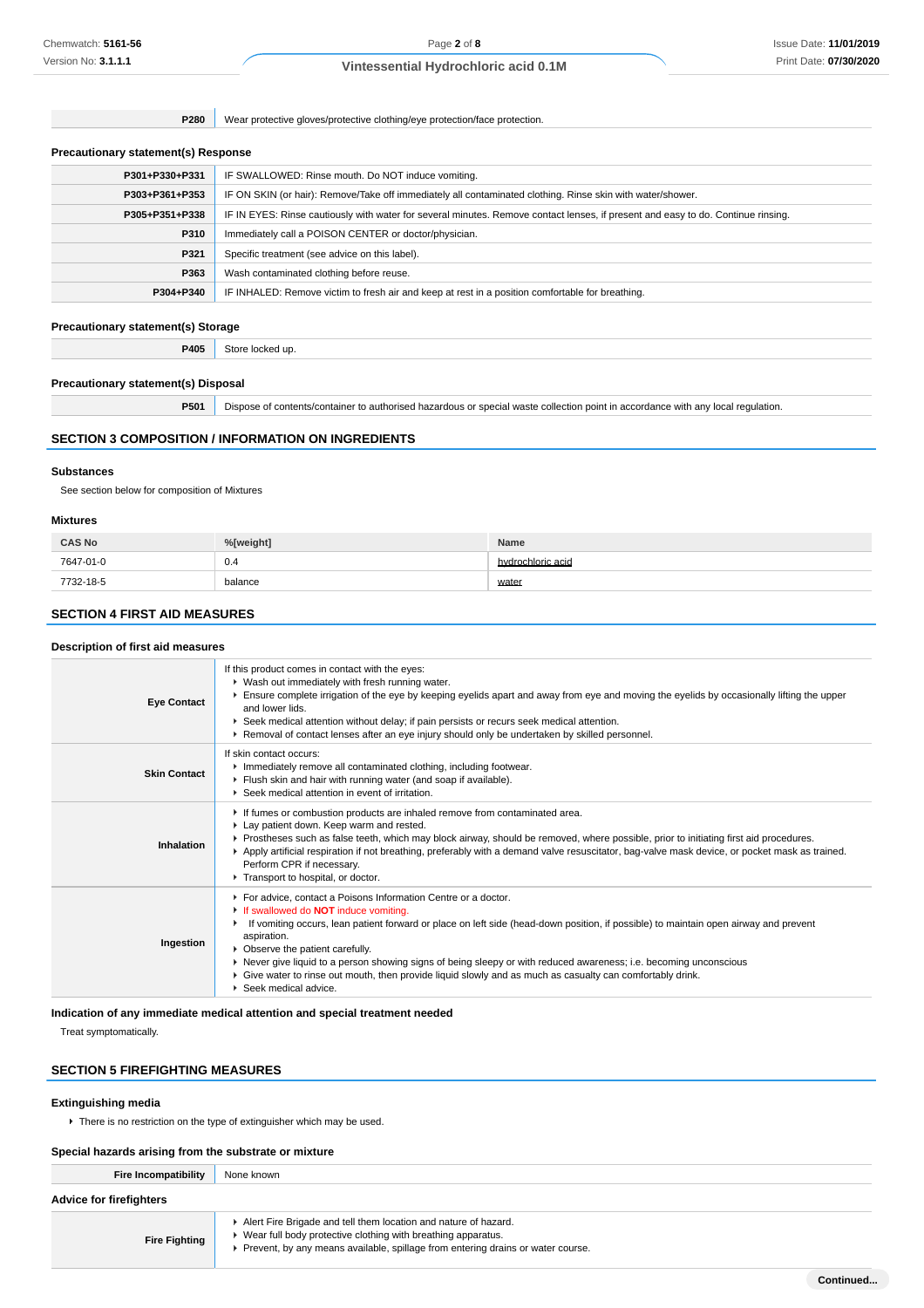| | |
|---|---|
| **P280** | Wear protective gloves/protective clothing/eye protection/face protection. |

### Precautionary statement(s) Response

| | |
|---|---|
| **P301+P330+P331** | IF SWALLOWED: Rinse mouth. Do NOT induce vomiting. |
| **P303+P361+P353** | IF ON SKIN (or hair): Remove/Take off immediately all contaminated clothing. Rinse skin with water/shower. |
| **P305+P351+P338** | IF IN EYES: Rinse cautiously with water for several minutes. Remove contact lenses, if present and easy to do. Continue rinsing. |
| **P310** | Immediately call a POISON CENTER or doctor/physician. |
| **P321** | Specific treatment (see advice on this label). |
| **P363** | Wash contaminated clothing before reuse. |
| **P304+P340** | IF INHALED: Remove victim to fresh air and keep at rest in a position comfortable for breathing. |

### Precautionary statement(s) Storage

| | |
|---|---|
| **P405** | Store locked up. |

### Precautionary statement(s) Disposal

| | |
|---|---|
| **P501** | Dispose of contents/container to authorised hazardous or special waste collection point in accordance with any local regulation. |

## SECTION 3 COMPOSITION / INFORMATION ON INGREDIENTS

### Substances

See section below for composition of Mixtures

### Mixtures

| CAS No | %[weight] | Name |
|---|---|---|
| 7647-01-0 | 0.4 | hydrochloric acid |
| 7732-18-5 | balance | water |

## SECTION 4 FIRST AID MEASURES

### Description of first aid measures

| | |
|---|---|
| **Eye Contact** | If this product comes in contact with the eyes:<br>- Wash out immediately with fresh running water.<br>- Ensure complete irrigation of the eye by keeping eyelids apart and away from eye and moving the eyelids by occasionally lifting the upper and lower lids.<br>- Seek medical attention without delay; if pain persists or recurs seek medical attention.<br>- Removal of contact lenses after an eye injury should only be undertaken by skilled personnel. |
| **Skin Contact** | If skin contact occurs:<br>- Immediately remove all contaminated clothing, including footwear.<br>- Flush skin and hair with running water (and soap if available).<br>- Seek medical attention in event of irritation. |
| **Inhalation** | - If fumes or combustion products are inhaled remove from contaminated area.<br>- Lay patient down. Keep warm and rested.<br>- Prostheses such as false teeth, which may block airway, should be removed, where possible, prior to initiating first aid procedures.<br>- Apply artificial respiration if not breathing, preferably with a demand valve resuscitator, bag-valve mask device, or pocket mask as trained. Perform CPR if necessary.<br>- Transport to hospital, or doctor. |
| **Ingestion** | - For advice, contact a Poisons Information Centre or a doctor.<br>- If swallowed do **NOT** induce vomiting.<br>- If vomiting occurs, lean patient forward or place on left side (head-down position, if possible) to maintain open airway and prevent aspiration.<br>- Observe the patient carefully.<br>- Never give liquid to a person showing signs of being sleepy or with reduced awareness; i.e. becoming unconscious<br>- Give water to rinse out mouth, then provide liquid slowly and as much as casualty can comfortably drink.<br>- Seek medical advice. |

### Indication of any immediate medical attention and special treatment needed

Treat symptomatically.

## SECTION 5 FIREFIGHTING MEASURES

### Extinguishing media

- There is no restriction on the type of extinguisher which may be used.

### Special hazards arising from the substrate or mixture

| | |
|---|---|
| **Fire Incompatibility** | None known |

### Advice for firefighters

| | |
|---|---|
| **Fire Fighting** | - Alert Fire Brigade and tell them location and nature of hazard.<br>- Wear full body protective clothing with breathing apparatus.<br>- Prevent, by any means available, spillage from entering drains or water course. |

**Continued...**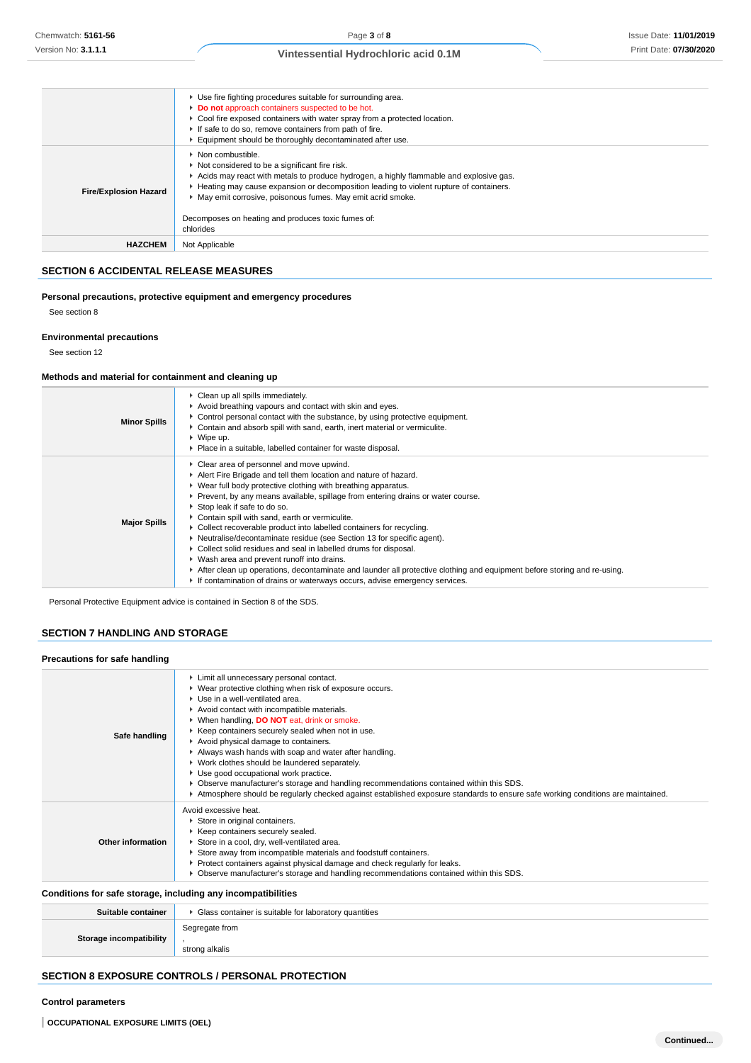| | |
|---|---|
| | ▸ Use fire fighting procedures suitable for surrounding area.<br>▸ **Do not** approach containers suspected to be hot.<br>▸ Cool fire exposed containers with water spray from a protected location.<br>▸ If safe to do so, remove containers from path of fire.<br>▸ Equipment should be thoroughly decontaminated after use. |
| **Fire/Explosion Hazard** | ▸ Non combustible.<br>▸ Not considered to be a significant fire risk.<br>▸ Acids may react with metals to produce hydrogen, a highly flammable and explosive gas.<br>▸ Heating may cause expansion or decomposition leading to violent rupture of containers.<br>▸ May emit corrosive, poisonous fumes. May emit acrid smoke.<br><br>Decomposes on heating and produces toxic fumes of:<br>chlorides |
| **HAZCHEM** | Not Applicable |

## SECTION 6 ACCIDENTAL RELEASE MEASURES

### Personal precautions, protective equipment and emergency procedures

See section 8

### Environmental precautions

See section 12

### Methods and material for containment and cleaning up

| | |
|---|---|
| **Minor Spills** | ▸ Clean up all spills immediately.<br>▸ Avoid breathing vapours and contact with skin and eyes.<br>▸ Control personal contact with the substance, by using protective equipment.<br>▸ Contain and absorb spill with sand, earth, inert material or vermiculite.<br>▸ Wipe up.<br>▸ Place in a suitable, labelled container for waste disposal. |
| **Major Spills** | ▸ Clear area of personnel and move upwind.<br>▸ Alert Fire Brigade and tell them location and nature of hazard.<br>▸ Wear full body protective clothing with breathing apparatus.<br>▸ Prevent, by any means available, spillage from entering drains or water course.<br>▸ Stop leak if safe to do so.<br>▸ Contain spill with sand, earth or vermiculite.<br>▸ Collect recoverable product into labelled containers for recycling.<br>▸ Neutralise/decontaminate residue (see Section 13 for specific agent).<br>▸ Collect solid residues and seal in labelled drums for disposal.<br>▸ Wash area and prevent runoff into drains.<br>▸ After clean up operations, decontaminate and launder all protective clothing and equipment before storing and re-using.<br>▸ If contamination of drains or waterways occurs, advise emergency services. |

Personal Protective Equipment advice is contained in Section 8 of the SDS.

## SECTION 7 HANDLING AND STORAGE

### Precautions for safe handling

| | |
|---|---|
| **Safe handling** | ▸ Limit all unnecessary personal contact.<br>▸ Wear protective clothing when risk of exposure occurs.<br>▸ Use in a well-ventilated area.<br>▸ Avoid contact with incompatible materials.<br>▸ When handling, **DO NOT** eat, drink or smoke.<br>▸ Keep containers securely sealed when not in use.<br>▸ Avoid physical damage to containers.<br>▸ Always wash hands with soap and water after handling.<br>▸ Work clothes should be laundered separately.<br>▸ Use good occupational work practice.<br>▸ Observe manufacturer's storage and handling recommendations contained within this SDS.<br>▸ Atmosphere should be regularly checked against established exposure standards to ensure safe working conditions are maintained. |
| **Other information** | Avoid excessive heat.<br>▸ Store in original containers.<br>▸ Keep containers securely sealed.<br>▸ Store in a cool, dry, well-ventilated area.<br>▸ Store away from incompatible materials and foodstuff containers.<br>▸ Protect containers against physical damage and check regularly for leaks.<br>▸ Observe manufacturer's storage and handling recommendations contained within this SDS. |

### Conditions for safe storage, including any incompatibilities

| | |
|---|---|
| **Suitable container** | ▸ Glass container is suitable for laboratory quantities |
| **Storage incompatibility** | Segregate from<br>,<br>strong alkalis |

## SECTION 8 EXPOSURE CONTROLS / PERSONAL PROTECTION

### Control parameters

**OCCUPATIONAL EXPOSURE LIMITS (OEL)**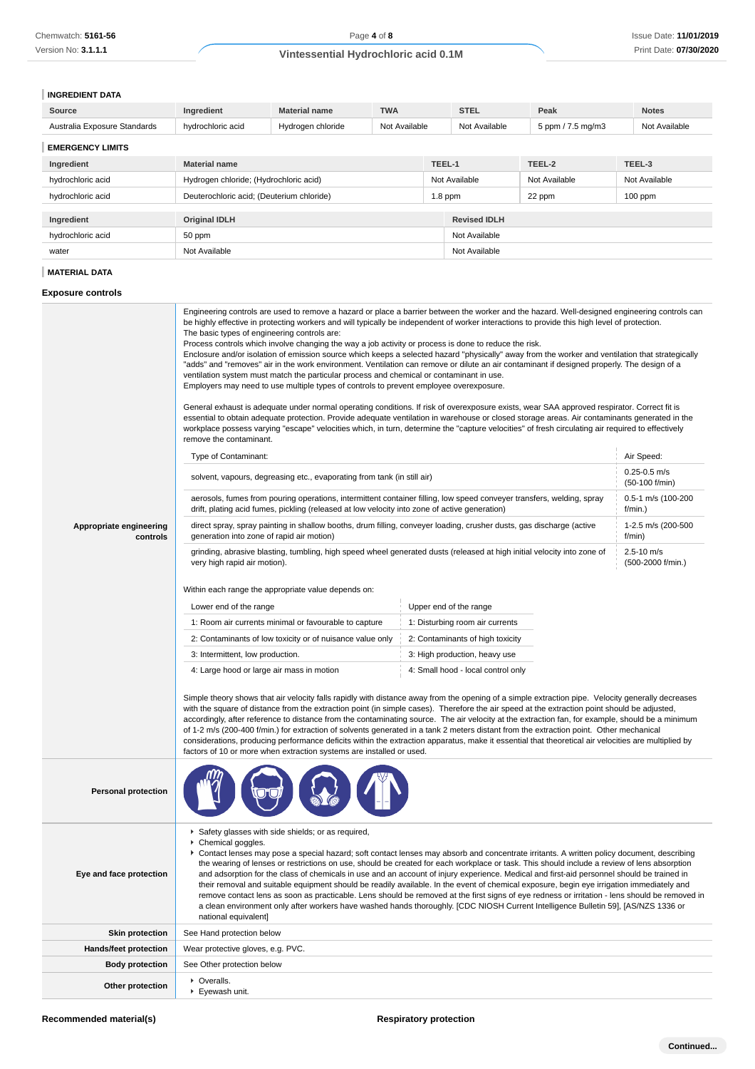### INGREDIENT DATA

| Source | Ingredient | Material name | TWA | STEL | Peak | Notes |
|---|---|---|---|---|---|---|
| Australia Exposure Standards | hydrochloric acid | Hydrogen chloride | Not Available | Not Available | 5 ppm / 7.5 mg/m3 | Not Available |

### EMERGENCY LIMITS

| Ingredient | Material name | TEEL-1 | TEEL-2 | TEEL-3 |
|---|---|---|---|---|
| hydrochloric acid | Hydrogen chloride; (Hydrochloric acid) | Not Available | Not Available | Not Available |
| hydrochloric acid | Deuterochloric acid; (Deuterium chloride) | 1.8 ppm | 22 ppm | 100 ppm |

| Ingredient | Original IDLH | Revised IDLH |
|---|---|---|
| hydrochloric acid | 50 ppm | Not Available |
| water | Not Available | Not Available |

### MATERIAL DATA

### Exposure controls

**Appropriate engineering controls**

Engineering controls are used to remove a hazard or place a barrier between the worker and the hazard. Well-designed engineering controls can be highly effective in protecting workers and will typically be independent of worker interactions to provide this high level of protection.
The basic types of engineering controls are:
Process controls which involve changing the way a job activity or process is done to reduce the risk.
Enclosure and/or isolation of emission source which keeps a selected hazard "physically" away from the worker and ventilation that strategically "adds" and "removes" air in the work environment. Ventilation can remove or dilute an air contaminant if designed properly. The design of a ventilation system must match the particular process and chemical or contaminant in use.
Employers may need to use multiple types of controls to prevent employee overexposure.

General exhaust is adequate under normal operating conditions. If risk of overexposure exists, wear SAA approved respirator. Correct fit is essential to obtain adequate protection. Provide adequate ventilation in warehouse or closed storage areas. Air contaminants generated in the workplace possess varying "escape" velocities which, in turn, determine the "capture velocities" of fresh circulating air required to effectively remove the contaminant.

| Type of Contaminant: | Air Speed: |
|---|---|
| solvent, vapours, degreasing etc., evaporating from tank (in still air) | 0.25-0.5 m/s (50-100 f/min) |
| aerosols, fumes from pouring operations, intermittent container filling, low speed conveyer transfers, welding, spray drift, plating acid fumes, pickling (released at low velocity into zone of active generation) | 0.5-1 m/s (100-200 f/min.) |
| direct spray, spray painting in shallow booths, drum filling, conveyer loading, crusher dusts, gas discharge (active generation into zone of rapid air motion) | 1-2.5 m/s (200-500 f/min) |
| grinding, abrasive blasting, tumbling, high speed wheel generated dusts (released at high initial velocity into zone of very high rapid air motion). | 2.5-10 m/s (500-2000 f/min.) |

Within each range the appropriate value depends on:

| Lower end of the range | Upper end of the range |
|---|---|
| 1: Room air currents minimal or favourable to capture | 1: Disturbing room air currents |
| 2: Contaminants of low toxicity or of nuisance value only | 2: Contaminants of high toxicity |
| 3: Intermittent, low production. | 3: High production, heavy use |
| 4: Large hood or large air mass in motion | 4: Small hood - local control only |

Simple theory shows that air velocity falls rapidly with distance away from the opening of a simple extraction pipe. Velocity generally decreases with the square of distance from the extraction point (in simple cases). Therefore the air speed at the extraction point should be adjusted, accordingly, after reference to distance from the contaminating source. The air velocity at the extraction fan, for example, should be a minimum of 1-2 m/s (200-400 f/min.) for extraction of solvents generated in a tank 2 meters distant from the extraction point. Other mechanical considerations, producing performance deficits within the extraction apparatus, make it essential that theoretical air velocities are multiplied by factors of 10 or more when extraction systems are installed or used.

**Personal protection**

**Eye and face protection**

- Safety glasses with side shields; or as required,
- Chemical goggles.
- Contact lenses may pose a special hazard; soft contact lenses may absorb and concentrate irritants. A written policy document, describing the wearing of lenses or restrictions on use, should be created for each workplace or task. This should include a review of lens absorption and adsorption for the class of chemicals in use and an account of injury experience. Medical and first-aid personnel should be trained in their removal and suitable equipment should be readily available. In the event of chemical exposure, begin eye irrigation immediately and remove contact lens as soon as practicable. Lens should be removed at the first signs of eye redness or irritation - lens should be removed in a clean environment only after workers have washed hands thoroughly. [CDC NIOSH Current Intelligence Bulletin 59], [AS/NZS 1336 or national equivalent]

| | |
|---|---|
| **Skin protection** | See Hand protection below |
| **Hands/feet protection** | Wear protective gloves, e.g. PVC. |
| **Body protection** | See Other protection below |
| **Other protection** | - Overalls.<br>- Eyewash unit. |

**Recommended material(s)**

**Respiratory protection**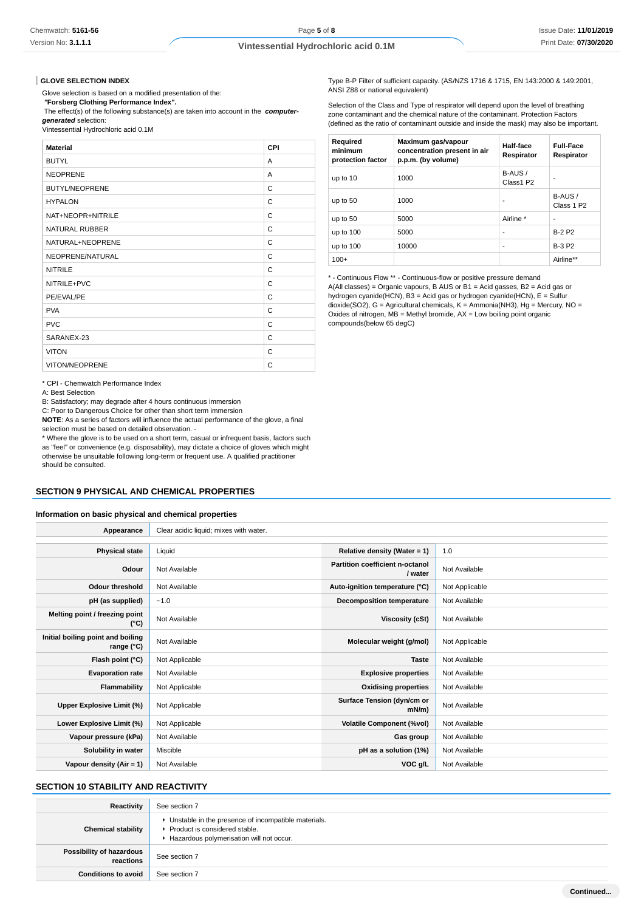### GLOVE SELECTION INDEX

Glove selection is based on a modified presentation of the:

**"Forsberg Clothing Performance Index".**

The effect(s) of the following substance(s) are taken into account in the ***computer-generated*** selection:

Vintessential Hydrochloric acid 0.1M

| Material | CPI |
|---|---|
| BUTYL | A |
| NEOPRENE | A |
| BUTYL/NEOPRENE | C |
| HYPALON | C |
| NAT+NEOPR+NITRILE | C |
| NATURAL RUBBER | C |
| NATURAL+NEOPRENE | C |
| NEOPRENE/NATURAL | C |
| NITRILE | C |
| NITRILE+PVC | C |
| PE/EVAL/PE | C |
| PVA | C |
| PVC | C |
| SARANEX-23 | C |
| VITON | C |
| VITON/NEOPRENE | C |

* CPI - Chemwatch Performance Index

A: Best Selection

B: Satisfactory; may degrade after 4 hours continuous immersion

C: Poor to Dangerous Choice for other than short term immersion

**NOTE**: As a series of factors will influence the actual performance of the glove, a final selection must be based on detailed observation. -

* Where the glove is to be used on a short term, casual or infrequent basis, factors such as "feel" or convenience (e.g. disposability), may dictate a choice of gloves which might otherwise be unsuitable following long-term or frequent use. A qualified practitioner should be consulted.

Type B-P Filter of sufficient capacity. (AS/NZS 1716 & 1715, EN 143:2000 & 149:2001, ANSI Z88 or national equivalent)

Selection of the Class and Type of respirator will depend upon the level of breathing zone contaminant and the chemical nature of the contaminant. Protection Factors (defined as the ratio of contaminant outside and inside the mask) may also be important.

| Required minimum protection factor | Maximum gas/vapour concentration present in air p.p.m. (by volume) | Half-face Respirator | Full-Face Respirator |
|---|---|---|---|
| up to 10 | 1000 | B-AUS / Class1 P2 | - |
| up to 50 | 1000 | - | B-AUS / Class 1 P2 |
| up to 50 | 5000 | Airline * | - |
| up to 100 | 5000 | - | B-2 P2 |
| up to 100 | 10000 | - | B-3 P2 |
| 100+ | | | Airline** |

* - Continuous Flow ** - Continuous-flow or positive pressure demand

A(All classes) = Organic vapours, B AUS or B1 = Acid gasses, B2 = Acid gas or hydrogen cyanide(HCN), B3 = Acid gas or hydrogen cyanide(HCN), E = Sulfur dioxide(SO2), G = Agricultural chemicals, K = Ammonia(NH3), Hg = Mercury, NO = Oxides of nitrogen, MB = Methyl bromide, AX = Low boiling point organic compounds(below 65 degC)

## SECTION 9 PHYSICAL AND CHEMICAL PROPERTIES

### Information on basic physical and chemical properties

| **Appearance** | Clear acidic liquid; mixes with water. | | |
|---|---|---|---|
| **Physical state** | Liquid | **Relative density (Water = 1)** | 1.0 |
| **Odour** | Not Available | **Partition coefficient n-octanol / water** | Not Available |
| **Odour threshold** | Not Available | **Auto-ignition temperature (°C)** | Not Applicable |
| **pH (as supplied)** | ~1.0 | **Decomposition temperature** | Not Available |
| **Melting point / freezing point (°C)** | Not Available | **Viscosity (cSt)** | Not Available |
| **Initial boiling point and boiling range (°C)** | Not Available | **Molecular weight (g/mol)** | Not Applicable |
| **Flash point (°C)** | Not Applicable | **Taste** | Not Available |
| **Evaporation rate** | Not Available | **Explosive properties** | Not Available |
| **Flammability** | Not Applicable | **Oxidising properties** | Not Available |
| **Upper Explosive Limit (%)** | Not Applicable | **Surface Tension (dyn/cm or mN/m)** | Not Available |
| **Lower Explosive Limit (%)** | Not Applicable | **Volatile Component (%vol)** | Not Available |
| **Vapour pressure (kPa)** | Not Available | **Gas group** | Not Available |
| **Solubility in water** | Miscible | **pH as a solution (1%)** | Not Available |
| **Vapour density (Air = 1)** | Not Available | **VOC g/L** | Not Available |

## SECTION 10 STABILITY AND REACTIVITY

| | |
|---|---|
| **Reactivity** | See section 7 |
| **Chemical stability** | ‣ Unstable in the presence of incompatible materials.<br>‣ Product is considered stable.<br>‣ Hazardous polymerisation will not occur. |
| **Possibility of hazardous reactions** | See section 7 |
| **Conditions to avoid** | See section 7 |

Continued...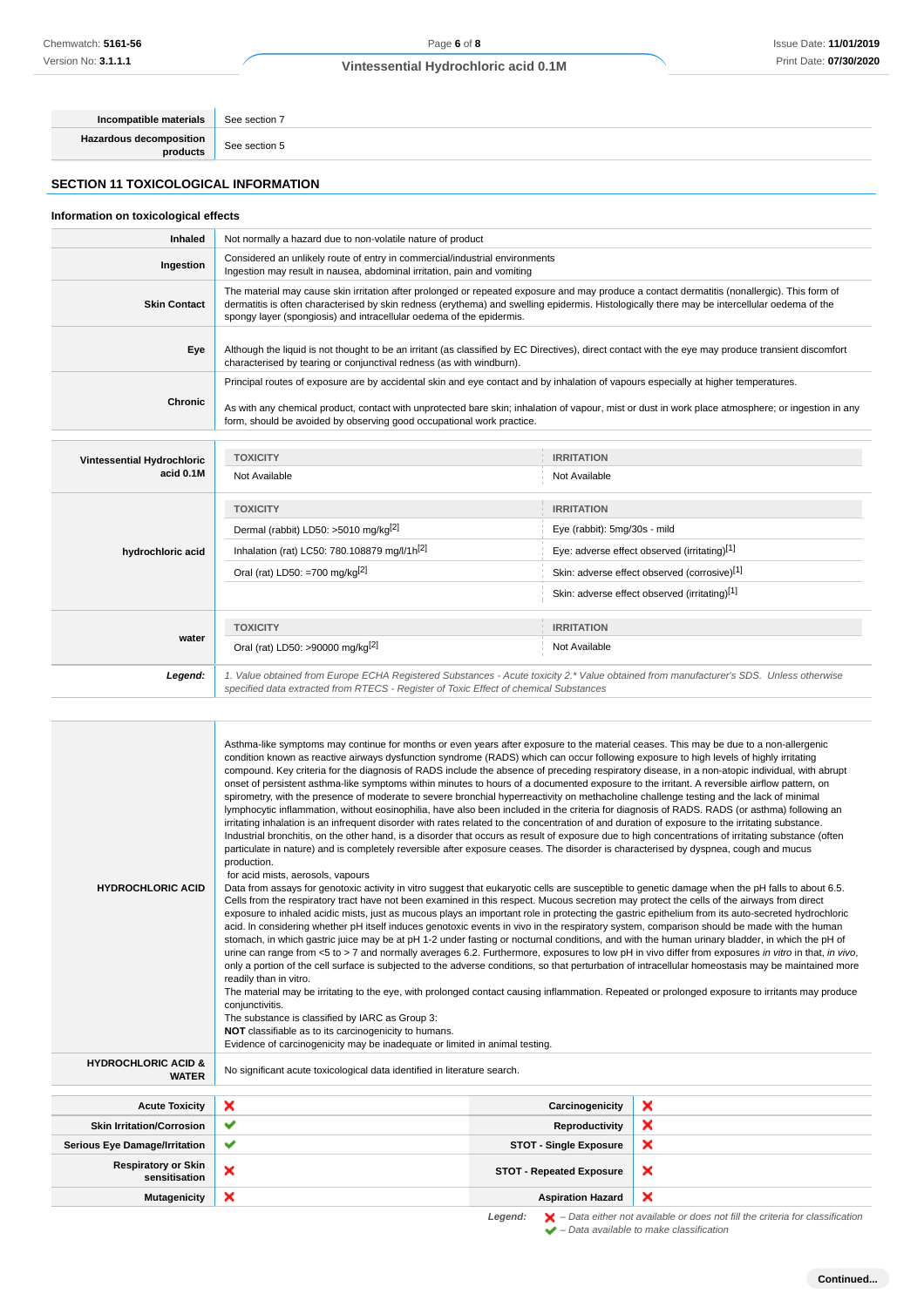| | |
|---|---|
| **Incompatible materials** | See section 7 |
| **Hazardous decomposition products** | See section 5 |

## SECTION 11 TOXICOLOGICAL INFORMATION

### Information on toxicological effects

| | |
|---|---|
| **Inhaled** | Not normally a hazard due to non-volatile nature of product |
| **Ingestion** | Considered an unlikely route of entry in commercial/industrial environments<br>Ingestion may result in nausea, abdominal irritation, pain and vomiting |
| **Skin Contact** | The material may cause skin irritation after prolonged or repeated exposure and may produce a contact dermatitis (nonallergic). This form of dermatitis is often characterised by skin redness (erythema) and swelling epidermis. Histologically there may be intercellular oedema of the spongy layer (spongiosis) and intracellular oedema of the epidermis. |
| **Eye** | Although the liquid is not thought to be an irritant (as classified by EC Directives), direct contact with the eye may produce transient discomfort characterised by tearing or conjunctival redness (as with windburn). |
| **Chronic** | Principal routes of exposure are by accidental skin and eye contact and by inhalation of vapours especially at higher temperatures.<br><br>As with any chemical product, contact with unprotected bare skin; inhalation of vapour, mist or dust in work place atmosphere; or ingestion in any form, should be avoided by observing good occupational work practice. |

| | TOXICITY | IRRITATION |
|---|---|---|
| **Vintessential Hydrochloric acid 0.1M** | Not Available | Not Available |
| **hydrochloric acid** | **TOXICITY** | **IRRITATION** |
| | Dermal (rabbit) LD50: >5010 mg/kg[2] | Eye (rabbit): 5mg/30s - mild |
| | Inhalation (rat) LC50: 780.108879 mg/l/1h[2] | Eye: adverse effect observed (irritating)[1] |
| | Oral (rat) LD50: =700 mg/kg[2] | Skin: adverse effect observed (corrosive)[1] |
| | | Skin: adverse effect observed (irritating)[1] |
| **water** | **TOXICITY** | **IRRITATION** |
| | Oral (rat) LD50: >90000 mg/kg[2] | Not Available |
| ***Legend:*** | *1. Value obtained from Europe ECHA Registered Substances - Acute toxicity 2.\* Value obtained from manufacturer's SDS. Unless otherwise specified data extracted from RTECS - Register of Toxic Effect of chemical Substances* | |

| | |
|---|---|
| **HYDROCHLORIC ACID** | Asthma-like symptoms may continue for months or even years after exposure to the material ceases. This may be due to a non-allergenic condition known as reactive airways dysfunction syndrome (RADS) which can occur following exposure to high levels of highly irritating compound. Key criteria for the diagnosis of RADS include the absence of preceding respiratory disease, in a non-atopic individual, with abrupt onset of persistent asthma-like symptoms within minutes to hours of a documented exposure to the irritant. A reversible airflow pattern, on spirometry, with the presence of moderate to severe bronchial hyperreactivity on methacholine challenge testing and the lack of minimal lymphocytic inflammation, without eosinophilia, have also been included in the criteria for diagnosis of RADS. RADS (or asthma) following an irritating inhalation is an infrequent disorder with rates related to the concentration of and duration of exposure to the irritating substance. Industrial bronchitis, on the other hand, is a disorder that occurs as result of exposure due to high concentrations of irritating substance (often particulate in nature) and is completely reversible after exposure ceases. The disorder is characterised by dyspnea, cough and mucus production.<br>for acid mists, aerosols, vapours<br>Data from assays for genotoxic activity in vitro suggest that eukaryotic cells are susceptible to genetic damage when the pH falls to about 6.5. Cells from the respiratory tract have not been examined in this respect. Mucous secretion may protect the cells of the airways from direct exposure to inhaled acidic mists, just as mucous plays an important role in protecting the gastric epithelium from its auto-secreted hydrochloric acid. In considering whether pH itself induces genotoxic events in vivo in the respiratory system, comparison should be made with the human stomach, in which gastric juice may be at pH 1-2 under fasting or nocturnal conditions, and with the human urinary bladder, in which the pH of urine can range from <5 to > 7 and normally averages 6.2. Furthermore, exposures to low pH in vivo differ from exposures *in vitro* in that, *in vivo*, only a portion of the cell surface is subjected to the adverse conditions, so that perturbation of intracellular homeostasis may be maintained more readily than in vitro.<br>The material may be irritating to the eye, with prolonged contact causing inflammation. Repeated or prolonged exposure to irritants may produce conjunctivitis.<br>The substance is classified by IARC as Group 3:<br>**NOT** classifiable as to its carcinogenicity to humans.<br>Evidence of carcinogenicity may be inadequate or limited in animal testing. |
| **HYDROCHLORIC ACID & WATER** | No significant acute toxicological data identified in literature search. |

| | | | |
|---|---|---|---|
| **Acute Toxicity** | ✘ | **Carcinogenicity** | ✘ |
| **Skin Irritation/Corrosion** | ✔ | **Reproductivity** | ✘ |
| **Serious Eye Damage/Irritation** | ✔ | **STOT - Single Exposure** | ✘ |
| **Respiratory or Skin sensitisation** | ✘ | **STOT - Repeated Exposure** | ✘ |
| **Mutagenicity** | ✘ | **Aspiration Hazard** | ✘ |

***Legend:*** ✘ *– Data either not available or does not fill the criteria for classification*
✔ *– Data available to make classification*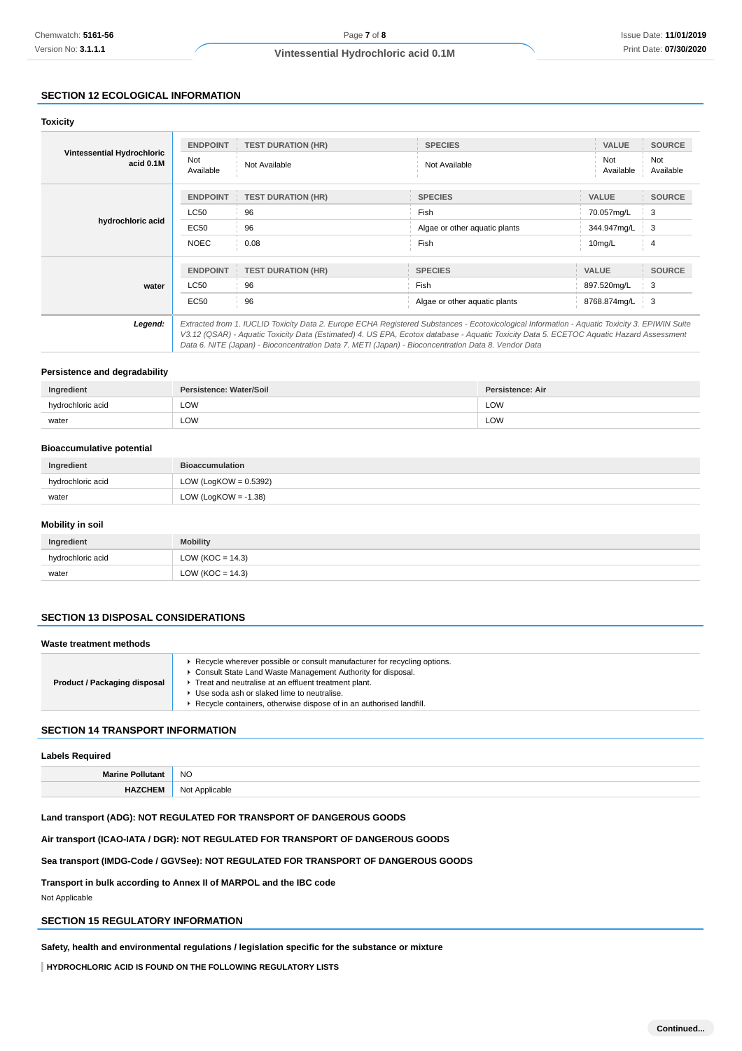## SECTION 12 ECOLOGICAL INFORMATION

### Toxicity

| | ENDPOINT | TEST DURATION (HR) | SPECIES | VALUE | SOURCE |
|---|---|---|---|---|---|
| Vintessential Hydrochloric acid 0.1M | Not Available | Not Available | Not Available | Not Available | Not Available |
| hydrochloric acid | LC50 | 96 | Fish | 70.057mg/L | 3 |
| | EC50 | 96 | Algae or other aquatic plants | 344.947mg/L | 3 |
| | NOEC | 0.08 | Fish | 10mg/L | 4 |
| water | LC50 | 96 | Fish | 897.520mg/L | 3 |
| | EC50 | 96 | Algae or other aquatic plants | 8768.874mg/L | 3 |
| ***Legend:*** | *Extracted from 1. IUCLID Toxicity Data 2. Europe ECHA Registered Substances - Ecotoxicological Information - Aquatic Toxicity 3. EPIWIN Suite V3.12 (QSAR) - Aquatic Toxicity Data (Estimated) 4. US EPA, Ecotox database - Aquatic Toxicity Data 5. ECETOC Aquatic Hazard Assessment Data 6. NITE (Japan) - Bioconcentration Data 7. METI (Japan) - Bioconcentration Data 8. Vendor Data* | | | | |

### Persistence and degradability

| Ingredient | Persistence: Water/Soil | Persistence: Air |
|---|---|---|
| hydrochloric acid | LOW | LOW |
| water | LOW | LOW |

### Bioaccumulative potential

| Ingredient | Bioaccumulation |
|---|---|
| hydrochloric acid | LOW (LogKOW = 0.5392) |
| water | LOW (LogKOW = -1.38) |

### Mobility in soil

| Ingredient | Mobility |
|---|---|
| hydrochloric acid | LOW (KOC = 14.3) |
| water | LOW (KOC = 14.3) |

## SECTION 13 DISPOSAL CONSIDERATIONS

### Waste treatment methods

| | |
|---|---|
| **Product / Packaging disposal** | ▸ Recycle wherever possible or consult manufacturer for recycling options.<br>▸ Consult State Land Waste Management Authority for disposal.<br>▸ Treat and neutralise at an effluent treatment plant.<br>▸ Use soda ash or slaked lime to neutralise.<br>▸ Recycle containers, otherwise dispose of in an authorised landfill. |

## SECTION 14 TRANSPORT INFORMATION

### Labels Required

| | |
|---|---|
| **Marine Pollutant** | NO |
| **HAZCHEM** | Not Applicable |

**Land transport (ADG): NOT REGULATED FOR TRANSPORT OF DANGEROUS GOODS**

**Air transport (ICAO-IATA / DGR): NOT REGULATED FOR TRANSPORT OF DANGEROUS GOODS**

**Sea transport (IMDG-Code / GGVSee): NOT REGULATED FOR TRANSPORT OF DANGEROUS GOODS**

**Transport in bulk according to Annex II of MARPOL and the IBC code**

Not Applicable

## SECTION 15 REGULATORY INFORMATION

**Safety, health and environmental regulations / legislation specific for the substance or mixture**

**HYDROCHLORIC ACID IS FOUND ON THE FOLLOWING REGULATORY LISTS**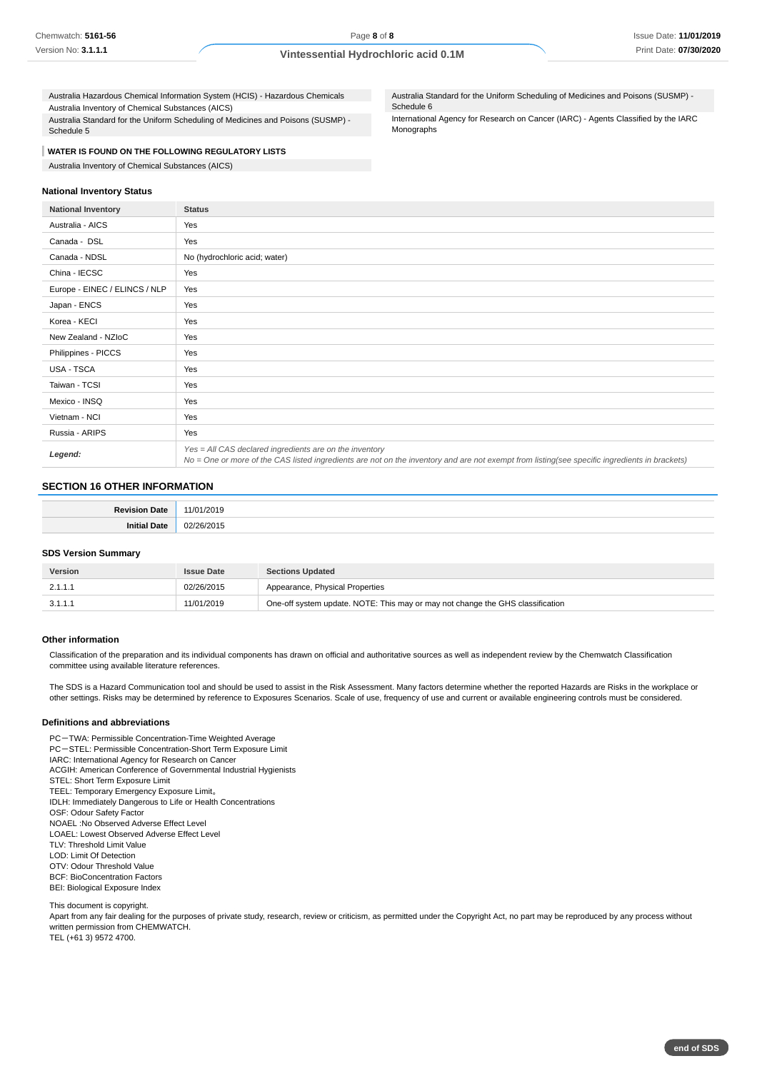| |
|---|
| Australia Hazardous Chemical Information System (HCIS) - Hazardous Chemicals |
| Australia Inventory of Chemical Substances (AICS) |
| Australia Standard for the Uniform Scheduling of Medicines and Poisons (SUSMP) - Schedule 5 |

| |
|---|
| Australia Standard for the Uniform Scheduling of Medicines and Poisons (SUSMP) - Schedule 6 |
| International Agency for Research on Cancer (IARC) - Agents Classified by the IARC Monographs |

**WATER IS FOUND ON THE FOLLOWING REGULATORY LISTS**

Australia Inventory of Chemical Substances (AICS)

### National Inventory Status

| National Inventory | Status |
|---|---|
| Australia - AICS | Yes |
| Canada - DSL | Yes |
| Canada - NDSL | No (hydrochloric acid; water) |
| China - IECSC | Yes |
| Europe - EINEC / ELINCS / NLP | Yes |
| Japan - ENCS | Yes |
| Korea - KECI | Yes |
| New Zealand - NZIoC | Yes |
| Philippines - PICCS | Yes |
| USA - TSCA | Yes |
| Taiwan - TCSI | Yes |
| Mexico - INSQ | Yes |
| Vietnam - NCI | Yes |
| Russia - ARIPS | Yes |
| ***Legend:*** | *Yes = All CAS declared ingredients are on the inventory*<br>*No = One or more of the CAS listed ingredients are not on the inventory and are not exempt from listing(see specific ingredients in brackets)* |

## SECTION 16 OTHER INFORMATION

| | |
|---|---|
| **Revision Date** | 11/01/2019 |
| **Initial Date** | 02/26/2015 |

### SDS Version Summary

| Version | Issue Date | Sections Updated |
|---|---|---|
| 2.1.1.1 | 02/26/2015 | Appearance, Physical Properties |
| 3.1.1.1 | 11/01/2019 | One-off system update. NOTE: This may or may not change the GHS classification |

### Other information

Classification of the preparation and its individual components has drawn on official and authoritative sources as well as independent review by the Chemwatch Classification committee using available literature references.

The SDS is a Hazard Communication tool and should be used to assist in the Risk Assessment. Many factors determine whether the reported Hazards are Risks in the workplace or other settings. Risks may be determined by reference to Exposures Scenarios. Scale of use, frequency of use and current or available engineering controls must be considered.

### Definitions and abbreviations

PC－TWA: Permissible Concentration-Time Weighted Average
PC－STEL: Permissible Concentration-Short Term Exposure Limit
IARC: International Agency for Research on Cancer
ACGIH: American Conference of Governmental Industrial Hygienists
STEL: Short Term Exposure Limit
TEEL: Temporary Emergency Exposure Limit。
IDLH: Immediately Dangerous to Life or Health Concentrations
OSF: Odour Safety Factor
NOAEL :No Observed Adverse Effect Level
LOAEL: Lowest Observed Adverse Effect Level
TLV: Threshold Limit Value
LOD: Limit Of Detection
OTV: Odour Threshold Value
BCF: BioConcentration Factors
BEI: Biological Exposure Index

This document is copyright.
Apart from any fair dealing for the purposes of private study, research, review or criticism, as permitted under the Copyright Act, no part may be reproduced by any process without written permission from CHEMWATCH.
TEL (+61 3) 9572 4700.

end of SDS